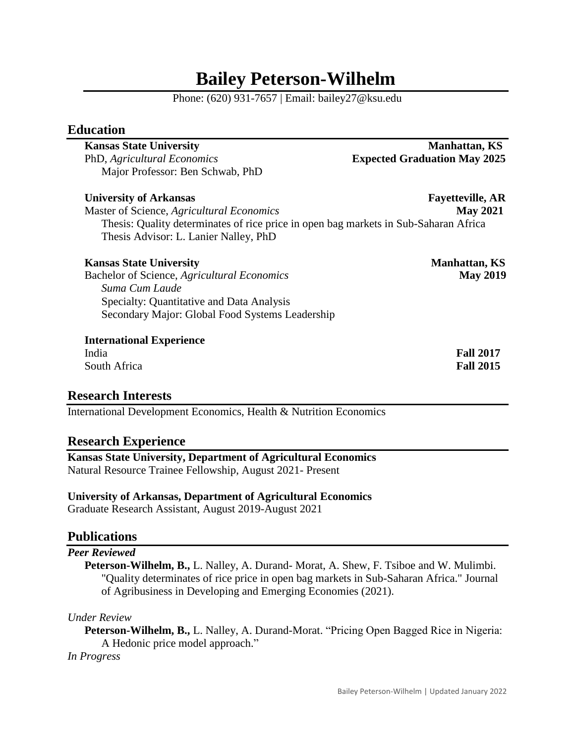# Bailey Peterson-Wilhelm

Phone: (620) 931-7657 | Email: bailey27@ksu.edu

## Education

**Kansas State University** **Manhattan, KS**
PhD, *Agricultural Economics* **Expected Graduation May 2025**
Major Professor: Ben Schwab, PhD

**University of Arkansas** **Fayetteville, AR**
Master of Science, *Agricultural Economics* **May 2021**
Thesis: Quality determinates of rice price in open bag markets in Sub-Saharan Africa
Thesis Advisor: L. Lanier Nalley, PhD

**Kansas State University** **Manhattan, KS**
Bachelor of Science, *Agricultural Economics* **May 2019**
*Suma Cum Laude*
Specialty: Quantitative and Data Analysis
Secondary Major: Global Food Systems Leadership

**International Experience**
India **Fall 2017**
South Africa **Fall 2015**

## Research Interests

International Development Economics, Health & Nutrition Economics

## Research Experience

**Kansas State University, Department of Agricultural Economics**
Natural Resource Trainee Fellowship, August 2021- Present

**University of Arkansas, Department of Agricultural Economics**
Graduate Research Assistant, August 2019-August 2021

## Publications

***Peer Reviewed***

**Peterson-Wilhelm, B.,** L. Nalley, A. Durand- Morat, A. Shew, F. Tsiboe and W. Mulimbi. "Quality determinates of rice price in open bag markets in Sub-Saharan Africa." Journal of Agribusiness in Developing and Emerging Economies (2021).

*Under Review*

**Peterson-Wilhelm, B.,** L. Nalley, A. Durand-Morat. "Pricing Open Bagged Rice in Nigeria: A Hedonic price model approach."

*In Progress*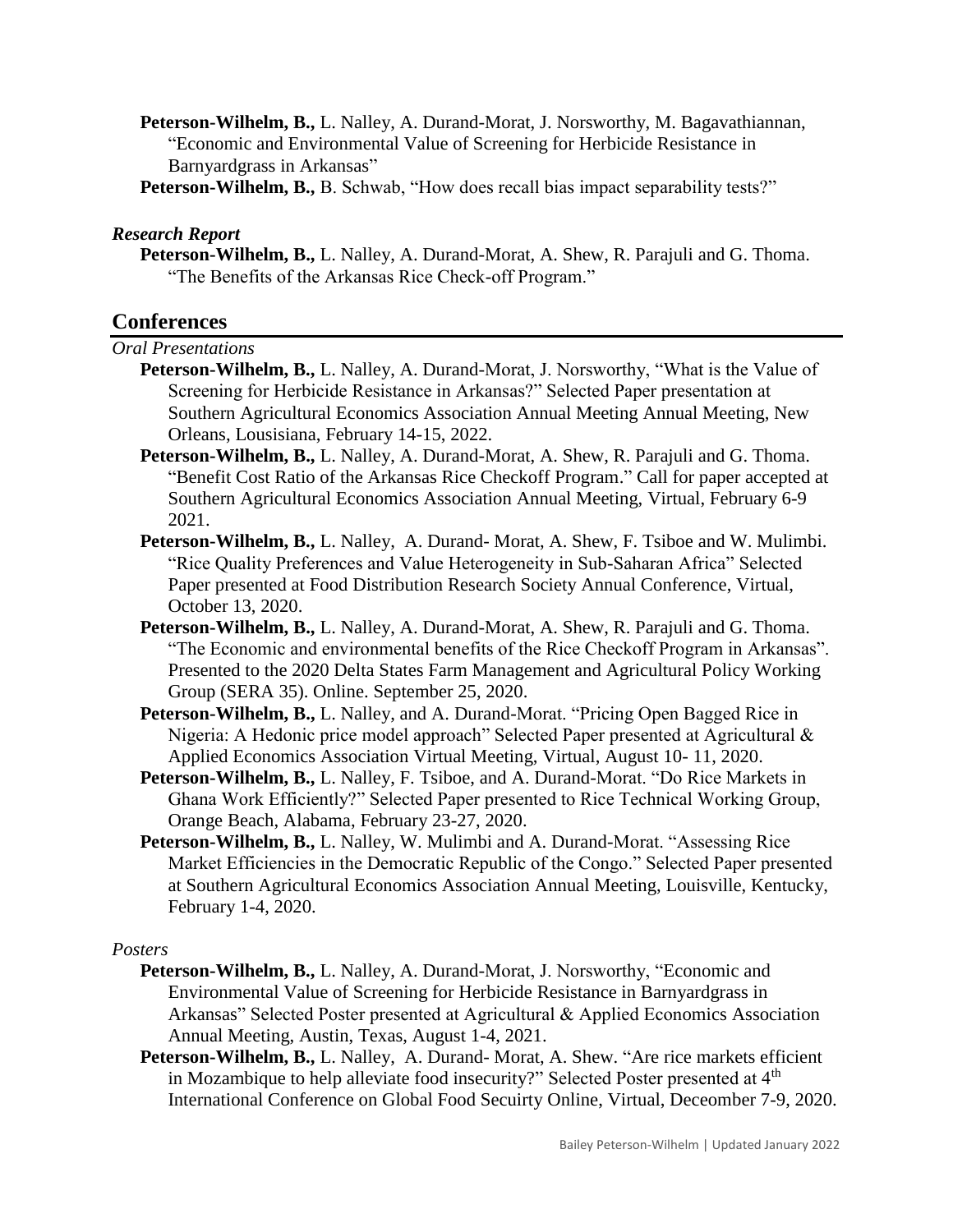**Peterson-Wilhelm, B.,** L. Nalley, A. Durand-Morat, J. Norsworthy, M. Bagavathiannan, "Economic and Environmental Value of Screening for Herbicide Resistance in Barnyardgrass in Arkansas"

**Peterson-Wilhelm, B.,** B. Schwab, "How does recall bias impact separability tests?"

### *Research Report*

**Peterson-Wilhelm, B.,** L. Nalley, A. Durand-Morat, A. Shew, R. Parajuli and G. Thoma. "The Benefits of the Arkansas Rice Check-off Program."

## Conferences

*Oral Presentations*

**Peterson-Wilhelm, B.,** L. Nalley, A. Durand-Morat, J. Norsworthy, "What is the Value of Screening for Herbicide Resistance in Arkansas?" Selected Paper presentation at Southern Agricultural Economics Association Annual Meeting Annual Meeting, New Orleans, Lousisiana, February 14-15, 2022.

**Peterson-Wilhelm, B.,** L. Nalley, A. Durand-Morat, A. Shew, R. Parajuli and G. Thoma. "Benefit Cost Ratio of the Arkansas Rice Checkoff Program." Call for paper accepted at Southern Agricultural Economics Association Annual Meeting, Virtual, February 6-9 2021.

**Peterson-Wilhelm, B.,** L. Nalley, A. Durand- Morat, A. Shew, F. Tsiboe and W. Mulimbi. "Rice Quality Preferences and Value Heterogeneity in Sub-Saharan Africa" Selected Paper presented at Food Distribution Research Society Annual Conference, Virtual, October 13, 2020.

**Peterson-Wilhelm, B.,** L. Nalley, A. Durand-Morat, A. Shew, R. Parajuli and G. Thoma. "The Economic and environmental benefits of the Rice Checkoff Program in Arkansas". Presented to the 2020 Delta States Farm Management and Agricultural Policy Working Group (SERA 35). Online. September 25, 2020.

**Peterson-Wilhelm, B.,** L. Nalley, and A. Durand-Morat. "Pricing Open Bagged Rice in Nigeria: A Hedonic price model approach" Selected Paper presented at Agricultural & Applied Economics Association Virtual Meeting, Virtual, August 10- 11, 2020.

**Peterson-Wilhelm, B.,** L. Nalley, F. Tsiboe, and A. Durand-Morat. "Do Rice Markets in Ghana Work Efficiently?" Selected Paper presented to Rice Technical Working Group, Orange Beach, Alabama, February 23-27, 2020.

**Peterson-Wilhelm, B.,** L. Nalley, W. Mulimbi and A. Durand-Morat. "Assessing Rice Market Efficiencies in the Democratic Republic of the Congo." Selected Paper presented at Southern Agricultural Economics Association Annual Meeting, Louisville, Kentucky, February 1-4, 2020.

*Posters*

**Peterson-Wilhelm, B.,** L. Nalley, A. Durand-Morat, J. Norsworthy, "Economic and Environmental Value of Screening for Herbicide Resistance in Barnyardgrass in Arkansas" Selected Poster presented at Agricultural & Applied Economics Association Annual Meeting, Austin, Texas, August 1-4, 2021.

**Peterson-Wilhelm, B.,** L. Nalley, A. Durand- Morat, A. Shew. "Are rice markets efficient in Mozambique to help alleviate food insecurity?" Selected Poster presented at 4th International Conference on Global Food Secuirty Online, Virtual, Deceomber 7-9, 2020.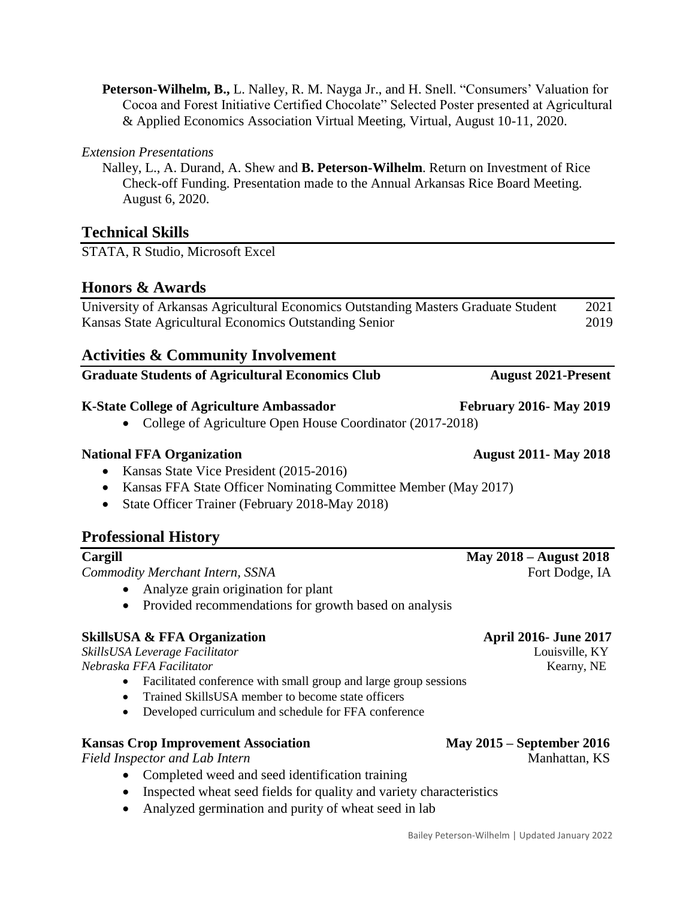**Peterson-Wilhelm, B.,** L. Nalley, R. M. Nayga Jr., and H. Snell. "Consumers' Valuation for Cocoa and Forest Initiative Certified Chocolate" Selected Poster presented at Agricultural & Applied Economics Association Virtual Meeting, Virtual, August 10-11, 2020.

*Extension Presentations*

Nalley, L., A. Durand, A. Shew and **B. Peterson-Wilhelm**. Return on Investment of Rice Check-off Funding. Presentation made to the Annual Arkansas Rice Board Meeting. August 6, 2020.

## Technical Skills

STATA, R Studio, Microsoft Excel

## Honors & Awards

University of Arkansas Agricultural Economics Outstanding Masters Graduate Student 2021
Kansas State Agricultural Economics Outstanding Senior 2019

## Activities & Community Involvement

**Graduate Students of Agricultural Economics Club** **August 2021-Present**

**K-State College of Agriculture Ambassador** **February 2016- May 2019**

- College of Agriculture Open House Coordinator (2017-2018)

**National FFA Organization** **August 2011- May 2018**

- Kansas State Vice President (2015-2016)
- Kansas FFA State Officer Nominating Committee Member (May 2017)
- State Officer Trainer (February 2018-May 2018)

## Professional History

**Cargill** **May 2018 – August 2018**
*Commodity Merchant Intern, SSNA* Fort Dodge, IA

- Analyze grain origination for plant
- Provided recommendations for growth based on analysis

**SkillsUSA & FFA Organization** **April 2016- June 2017**
*SkillsUSA Leverage Facilitator* Louisville, KY
*Nebraska FFA Facilitator* Kearny, NE

- Facilitated conference with small group and large group sessions
- Trained SkillsUSA member to become state officers
- Developed curriculum and schedule for FFA conference

**Kansas Crop Improvement Association** **May 2015 – September 2016**
*Field Inspector and Lab Intern* Manhattan, KS

- Completed weed and seed identification training
- Inspected wheat seed fields for quality and variety characteristics
- Analyzed germination and purity of wheat seed in lab